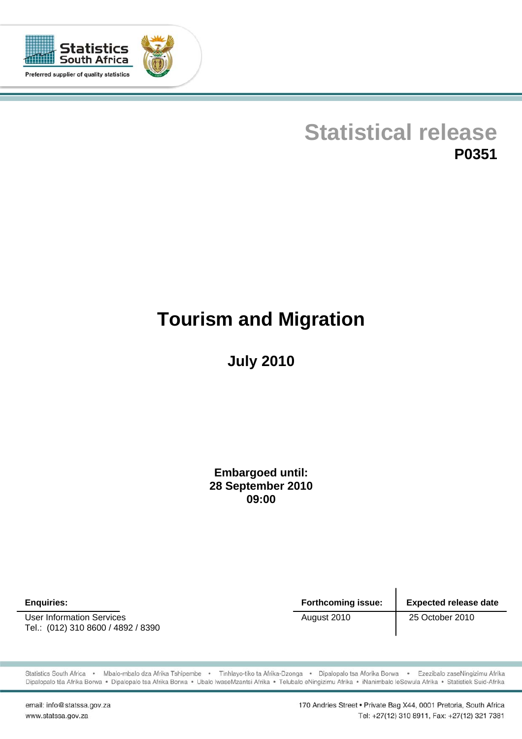Statistics South Africa

Preferred supplier of quality statistics

# Statistical release

**P0351**

# Tourism and Migration

## July 2010

**Embargoed until:**
**28 September 2010**
**09:00**

| Enquiries: |
| --- |
| User Information Services |
| Tel.: (012) 310 8600 / 4892 / 8390 |

| Forthcoming issue: | Expected release date |
| --- | --- |
| August 2010 | 25 October 2010 |

Statistics South Africa • Mbalo-mbalo dza Afrika Tshipembe • Tinhlayo-tiko ta Afrika-Dzonga • Dipalopalo tsa Aforika Borwa • Ezezibalo zaseNingizimu Afrika
Dipalopalo tša Afrika Borwa • Dipalopalo tsa Afrika Borwa • Ubalo lwaseMzantsi Afrika • Telubalo eNingizimu Afrika • iNanimbalo leSewula Afrika • Statistiek Suid-Afrika

email: info@statssa.gov.za
www.statssa.gov.za

170 Andries Street • Private Bag X44, 0001 Pretoria, South Africa
Tel: +27(12) 310 8911, Fax: +27(12) 321 7381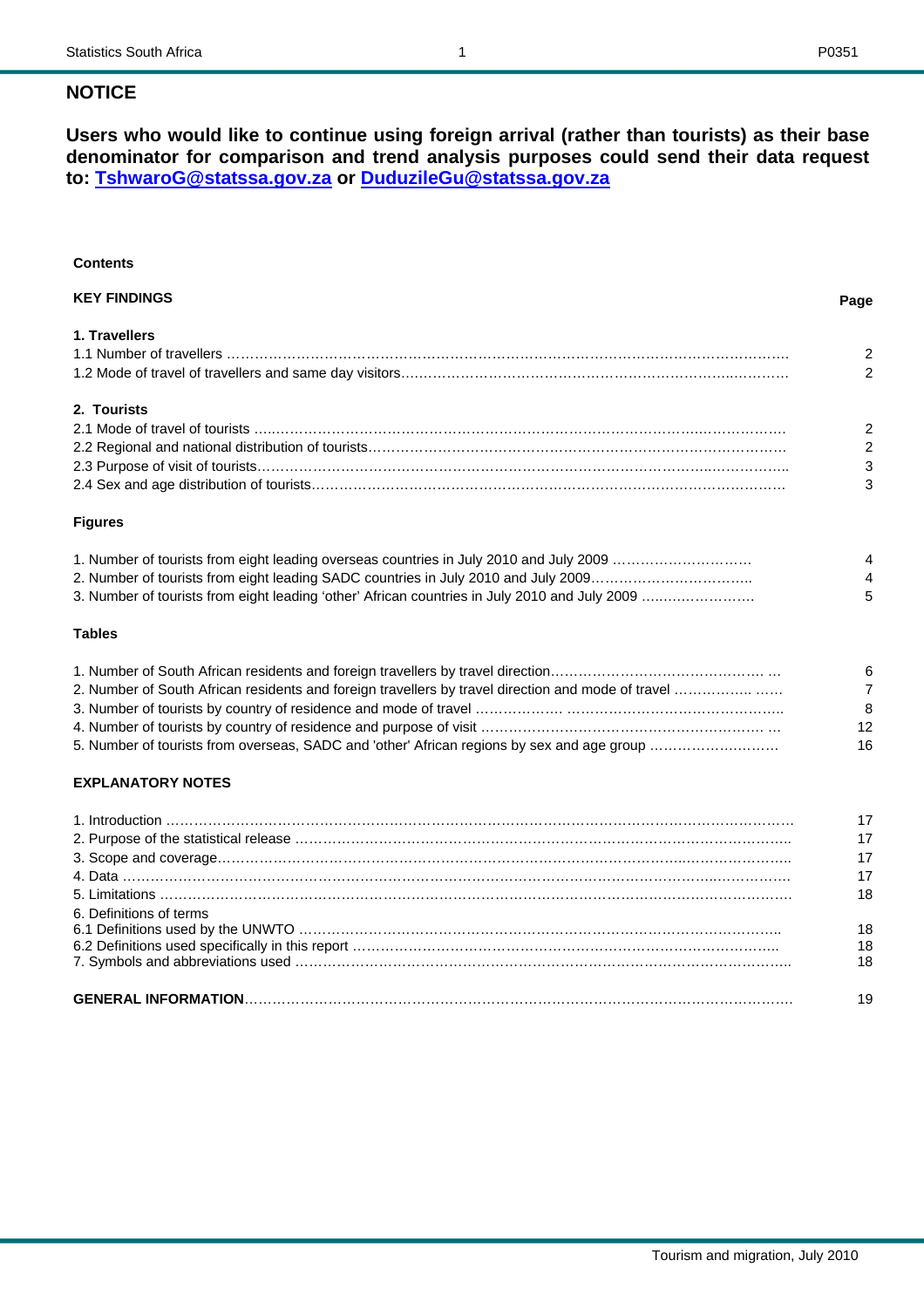## NOTICE

**Users who would like to continue using foreign arrival (rather than tourists) as their base denominator for comparison and trend analysis purposes could send their data request to: [TshwaroG@statssa.gov.za](mailto:TshwaroG@statssa.gov.za) or [DuduzileGu@statssa.gov.za](mailto:DuduzileGu@statssa.gov.za)**

**Contents**

| **KEY FINDINGS** | **Page** |
|---|---|
| **1. Travellers** | |
| 1.1 Number of travellers | 2 |
| 1.2 Mode of travel of travellers and same day visitors | 2 |
| **2. Tourists** | |
| 2.1 Mode of travel of tourists | 2 |
| 2.2 Regional and national distribution of tourists | 2 |
| 2.3 Purpose of visit of tourists | 3 |
| 2.4 Sex and age distribution of tourists | 3 |
| **Figures** | |
| 1. Number of tourists from eight leading overseas countries in July 2010 and July 2009 | 4 |
| 2. Number of tourists from eight leading SADC countries in July 2010 and July 2009 | 4 |
| 3. Number of tourists from eight leading 'other' African countries in July 2010 and July 2009 | 5 |
| **Tables** | |
| 1. Number of South African residents and foreign travellers by travel direction | 6 |
| 2. Number of South African residents and foreign travellers by travel direction and mode of travel | 7 |
| 3. Number of tourists by country of residence and mode of travel | 8 |
| 4. Number of tourists by country of residence and purpose of visit | 12 |
| 5. Number of tourists from overseas, SADC and 'other' African regions by sex and age group | 16 |
| **EXPLANATORY NOTES** | |
| 1. Introduction | 17 |
| 2. Purpose of the statistical release | 17 |
| 3. Scope and coverage | 17 |
| 4. Data | 17 |
| 5. Limitations | 18 |
| 6. Definitions of terms | |
| 6.1 Definitions used by the UNWTO | 18 |
| 6.2 Definitions used specifically in this report | 18 |
| 7. Symbols and abbreviations used | 18 |
| **GENERAL INFORMATION** | 19 |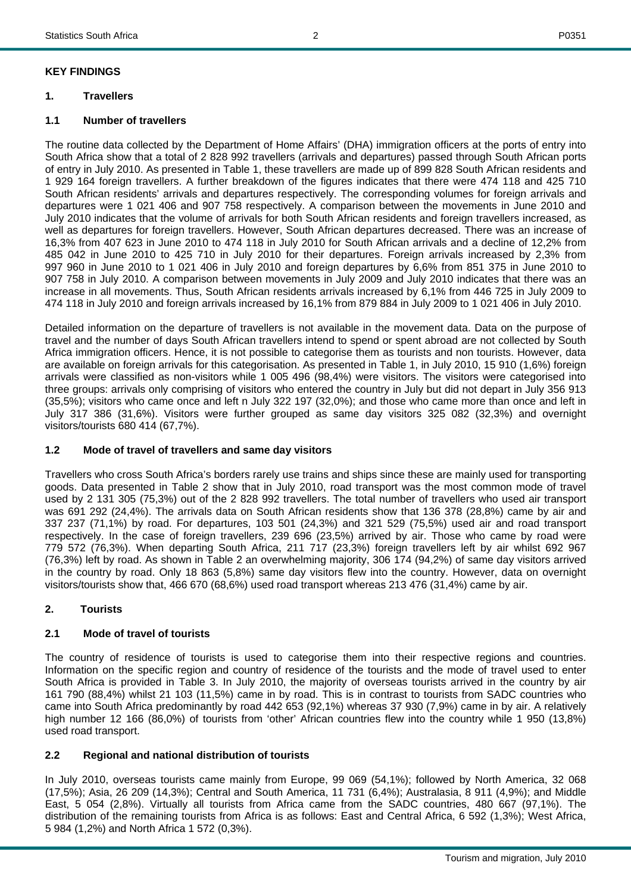## KEY FINDINGS

### 1. Travellers

#### 1.1 Number of travellers

The routine data collected by the Department of Home Affairs' (DHA) immigration officers at the ports of entry into South Africa show that a total of 2 828 992 travellers (arrivals and departures) passed through South African ports of entry in July 2010. As presented in Table 1, these travellers are made up of 899 828 South African residents and 1 929 164 foreign travellers. A further breakdown of the figures indicates that there were 474 118 and 425 710 South African residents' arrivals and departures respectively. The corresponding volumes for foreign arrivals and departures were 1 021 406 and 907 758 respectively. A comparison between the movements in June 2010 and July 2010 indicates that the volume of arrivals for both South African residents and foreign travellers increased, as well as departures for foreign travellers. However, South African departures decreased. There was an increase of 16,3% from 407 623 in June 2010 to 474 118 in July 2010 for South African arrivals and a decline of 12,2% from 485 042 in June 2010 to 425 710 in July 2010 for their departures. Foreign arrivals increased by 2,3% from 997 960 in June 2010 to 1 021 406 in July 2010 and foreign departures by 6,6% from 851 375 in June 2010 to 907 758 in July 2010. A comparison between movements in July 2009 and July 2010 indicates that there was an increase in all movements. Thus, South African residents arrivals increased by 6,1% from 446 725 in July 2009 to 474 118 in July 2010 and foreign arrivals increased by 16,1% from 879 884 in July 2009 to 1 021 406 in July 2010.

Detailed information on the departure of travellers is not available in the movement data. Data on the purpose of travel and the number of days South African travellers intend to spend or spent abroad are not collected by South Africa immigration officers. Hence, it is not possible to categorise them as tourists and non tourists. However, data are available on foreign arrivals for this categorisation. As presented in Table 1, in July 2010, 15 910 (1,6%) foreign arrivals were classified as non-visitors while 1 005 496 (98,4%) were visitors. The visitors were categorised into three groups: arrivals only comprising of visitors who entered the country in July but did not depart in July 356 913 (35,5%); visitors who came once and left n July 322 197 (32,0%); and those who came more than once and left in July 317 386 (31,6%). Visitors were further grouped as same day visitors 325 082 (32,3%) and overnight visitors/tourists 680 414 (67,7%).

#### 1.2 Mode of travel of travellers and same day visitors

Travellers who cross South Africa's borders rarely use trains and ships since these are mainly used for transporting goods. Data presented in Table 2 show that in July 2010, road transport was the most common mode of travel used by 2 131 305 (75,3%) out of the 2 828 992 travellers. The total number of travellers who used air transport was 691 292 (24,4%). The arrivals data on South African residents show that 136 378 (28,8%) came by air and 337 237 (71,1%) by road. For departures, 103 501 (24,3%) and 321 529 (75,5%) used air and road transport respectively. In the case of foreign travellers, 239 696 (23,5%) arrived by air. Those who came by road were 779 572 (76,3%). When departing South Africa, 211 717 (23,3%) foreign travellers left by air whilst 692 967 (76,3%) left by road. As shown in Table 2 an overwhelming majority, 306 174 (94,2%) of same day visitors arrived in the country by road. Only 18 863 (5,8%) same day visitors flew into the country. However, data on overnight visitors/tourists show that, 466 670 (68,6%) used road transport whereas 213 476 (31,4%) came by air.

### 2. Tourists

#### 2.1 Mode of travel of tourists

The country of residence of tourists is used to categorise them into their respective regions and countries. Information on the specific region and country of residence of the tourists and the mode of travel used to enter South Africa is provided in Table 3. In July 2010, the majority of overseas tourists arrived in the country by air 161 790 (88,4%) whilst 21 103 (11,5%) came in by road. This is in contrast to tourists from SADC countries who came into South Africa predominantly by road 442 653 (92,1%) whereas 37 930 (7,9%) came in by air. A relatively high number 12 166 (86,0%) of tourists from 'other' African countries flew into the country while 1 950 (13,8%) used road transport.

#### 2.2 Regional and national distribution of tourists

In July 2010, overseas tourists came mainly from Europe, 99 069 (54,1%); followed by North America, 32 068 (17,5%); Asia, 26 209 (14,3%); Central and South America, 11 731 (6,4%); Australasia, 8 911 (4,9%); and Middle East, 5 054 (2,8%). Virtually all tourists from Africa came from the SADC countries, 480 667 (97,1%). The distribution of the remaining tourists from Africa is as follows: East and Central Africa, 6 592 (1,3%); West Africa, 5 984 (1,2%) and North Africa 1 572 (0,3%).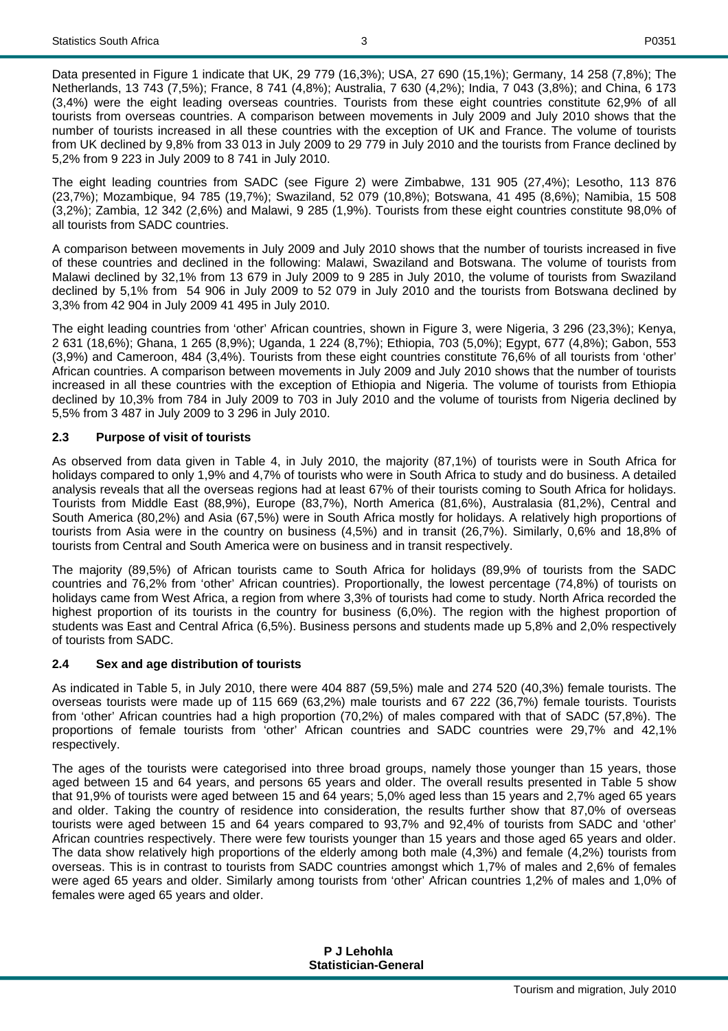Data presented in Figure 1 indicate that UK, 29 779 (16,3%); USA, 27 690 (15,1%); Germany, 14 258 (7,8%); The Netherlands, 13 743 (7,5%); France, 8 741 (4,8%); Australia, 7 630 (4,2%); India, 7 043 (3,8%); and China, 6 173 (3,4%) were the eight leading overseas countries. Tourists from these eight countries constitute 62,9% of all tourists from overseas countries. A comparison between movements in July 2009 and July 2010 shows that the number of tourists increased in all these countries with the exception of UK and France. The volume of tourists from UK declined by 9,8% from 33 013 in July 2009 to 29 779 in July 2010 and the tourists from France declined by 5,2% from 9 223 in July 2009 to 8 741 in July 2010.

The eight leading countries from SADC (see Figure 2) were Zimbabwe, 131 905 (27,4%); Lesotho, 113 876 (23,7%); Mozambique, 94 785 (19,7%); Swaziland, 52 079 (10,8%); Botswana, 41 495 (8,6%); Namibia, 15 508 (3,2%); Zambia, 12 342 (2,6%) and Malawi, 9 285 (1,9%). Tourists from these eight countries constitute 98,0% of all tourists from SADC countries.

A comparison between movements in July 2009 and July 2010 shows that the number of tourists increased in five of these countries and declined in the following: Malawi, Swaziland and Botswana. The volume of tourists from Malawi declined by 32,1% from 13 679 in July 2009 to 9 285 in July 2010, the volume of tourists from Swaziland declined by 5,1% from 54 906 in July 2009 to 52 079 in July 2010 and the tourists from Botswana declined by 3,3% from 42 904 in July 2009 41 495 in July 2010.

The eight leading countries from 'other' African countries, shown in Figure 3, were Nigeria, 3 296 (23,3%); Kenya, 2 631 (18,6%); Ghana, 1 265 (8,9%); Uganda, 1 224 (8,7%); Ethiopia, 703 (5,0%); Egypt, 677 (4,8%); Gabon, 553 (3,9%) and Cameroon, 484 (3,4%). Tourists from these eight countries constitute 76,6% of all tourists from 'other' African countries. A comparison between movements in July 2009 and July 2010 shows that the number of tourists increased in all these countries with the exception of Ethiopia and Nigeria. The volume of tourists from Ethiopia declined by 10,3% from 784 in July 2009 to 703 in July 2010 and the volume of tourists from Nigeria declined by 5,5% from 3 487 in July 2009 to 3 296 in July 2010.

## 2.3 Purpose of visit of tourists

As observed from data given in Table 4, in July 2010, the majority (87,1%) of tourists were in South Africa for holidays compared to only 1,9% and 4,7% of tourists who were in South Africa to study and do business. A detailed analysis reveals that all the overseas regions had at least 67% of their tourists coming to South Africa for holidays. Tourists from Middle East (88,9%), Europe (83,7%), North America (81,6%), Australasia (81,2%), Central and South America (80,2%) and Asia (67,5%) were in South Africa mostly for holidays. A relatively high proportions of tourists from Asia were in the country on business (4,5%) and in transit (26,7%). Similarly, 0,6% and 18,8% of tourists from Central and South America were on business and in transit respectively.

The majority (89,5%) of African tourists came to South Africa for holidays (89,9% of tourists from the SADC countries and 76,2% from 'other' African countries). Proportionally, the lowest percentage (74,8%) of tourists on holidays came from West Africa, a region from where 3,3% of tourists had come to study. North Africa recorded the highest proportion of its tourists in the country for business (6,0%). The region with the highest proportion of students was East and Central Africa (6,5%). Business persons and students made up 5,8% and 2,0% respectively of tourists from SADC.

## 2.4 Sex and age distribution of tourists

As indicated in Table 5, in July 2010, there were 404 887 (59,5%) male and 274 520 (40,3%) female tourists. The overseas tourists were made up of 115 669 (63,2%) male tourists and 67 222 (36,7%) female tourists. Tourists from 'other' African countries had a high proportion (70,2%) of males compared with that of SADC (57,8%). The proportions of female tourists from 'other' African countries and SADC countries were 29,7% and 42,1% respectively.

The ages of the tourists were categorised into three broad groups, namely those younger than 15 years, those aged between 15 and 64 years, and persons 65 years and older. The overall results presented in Table 5 show that 91,9% of tourists were aged between 15 and 64 years; 5,0% aged less than 15 years and 2,7% aged 65 years and older. Taking the country of residence into consideration, the results further show that 87,0% of overseas tourists were aged between 15 and 64 years compared to 93,7% and 92,4% of tourists from SADC and 'other' African countries respectively. There were few tourists younger than 15 years and those aged 65 years and older. The data show relatively high proportions of the elderly among both male (4,3%) and female (4,2%) tourists from overseas. This is in contrast to tourists from SADC countries amongst which 1,7% of males and 2,6% of females were aged 65 years and older. Similarly among tourists from 'other' African countries 1,2% of males and 1,0% of females were aged 65 years and older.

**P J Lehohla**
**Statistician-General**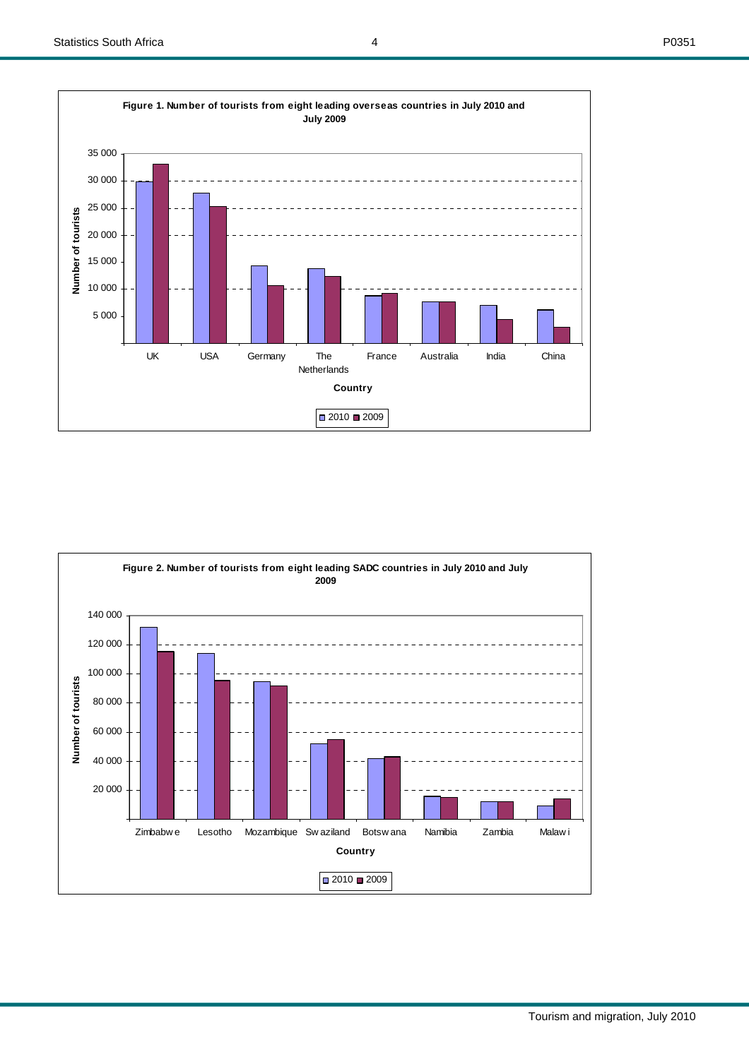**Figure 1. Number of tourists from eight leading overseas countries in July 2010 and July 2009**

**Figure 2. Number of tourists from eight leading SADC countries in July 2010 and July 2009**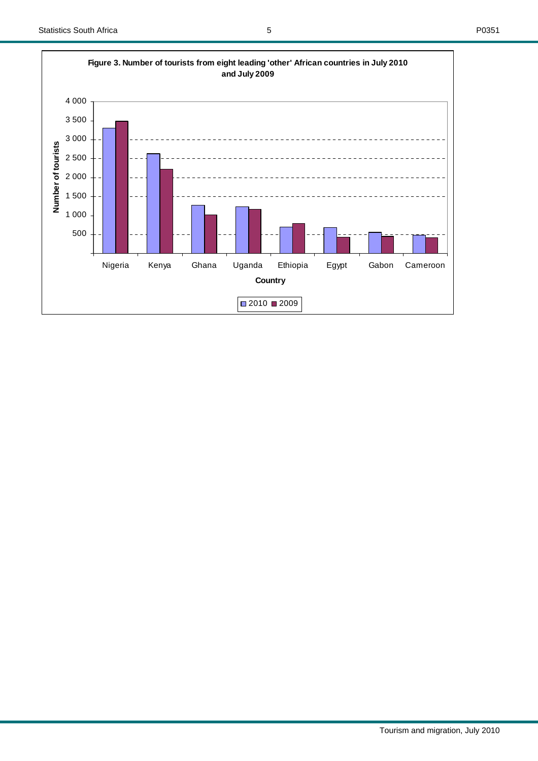**Figure 3. Number of tourists from eight leading 'other' African countries in July 2010 and July 2009**

Number of tourists

4 000
3 500
3 000
2 500
2 000
1 500
1 000
500

Nigeria Kenya Ghana Uganda Ethiopia Egypt Gabon Cameroon

Country

2010 2009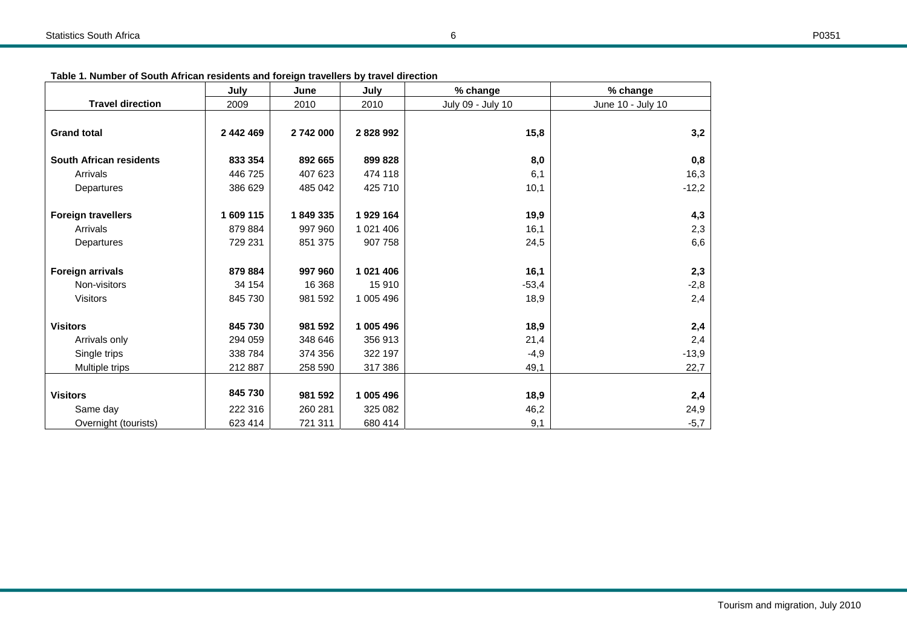**Table 1. Number of South African residents and foreign travellers by travel direction**

| Travel direction | July 2009 | June 2010 | July 2010 | % change July 09 - July 10 | % change June 10 - July 10 |
|---|---|---|---|---|---|
| **Grand total** | **2 442 469** | **2 742 000** | **2 828 992** | **15,8** | **3,2** |
| **South African residents** | **833 354** | **892 665** | **899 828** | **8,0** | **0,8** |
| Arrivals | 446 725 | 407 623 | 474 118 | 6,1 | 16,3 |
| Departures | 386 629 | 485 042 | 425 710 | 10,1 | -12,2 |
| **Foreign travellers** | **1 609 115** | **1 849 335** | **1 929 164** | **19,9** | **4,3** |
| Arrivals | 879 884 | 997 960 | 1 021 406 | 16,1 | 2,3 |
| Departures | 729 231 | 851 375 | 907 758 | 24,5 | 6,6 |
| **Foreign arrivals** | **879 884** | **997 960** | **1 021 406** | **16,1** | **2,3** |
| Non-visitors | 34 154 | 16 368 | 15 910 | -53,4 | -2,8 |
| Visitors | 845 730 | 981 592 | 1 005 496 | 18,9 | 2,4 |
| **Visitors** | **845 730** | **981 592** | **1 005 496** | **18,9** | **2,4** |
| Arrivals only | 294 059 | 348 646 | 356 913 | 21,4 | 2,4 |
| Single trips | 338 784 | 374 356 | 322 197 | -4,9 | -13,9 |
| Multiple trips | 212 887 | 258 590 | 317 386 | 49,1 | 22,7 |
| **Visitors** | **845 730** | **981 592** | **1 005 496** | **18,9** | **2,4** |
| Same day | 222 316 | 260 281 | 325 082 | 46,2 | 24,9 |
| Overnight (tourists) | 623 414 | 721 311 | 680 414 | 9,1 | -5,7 |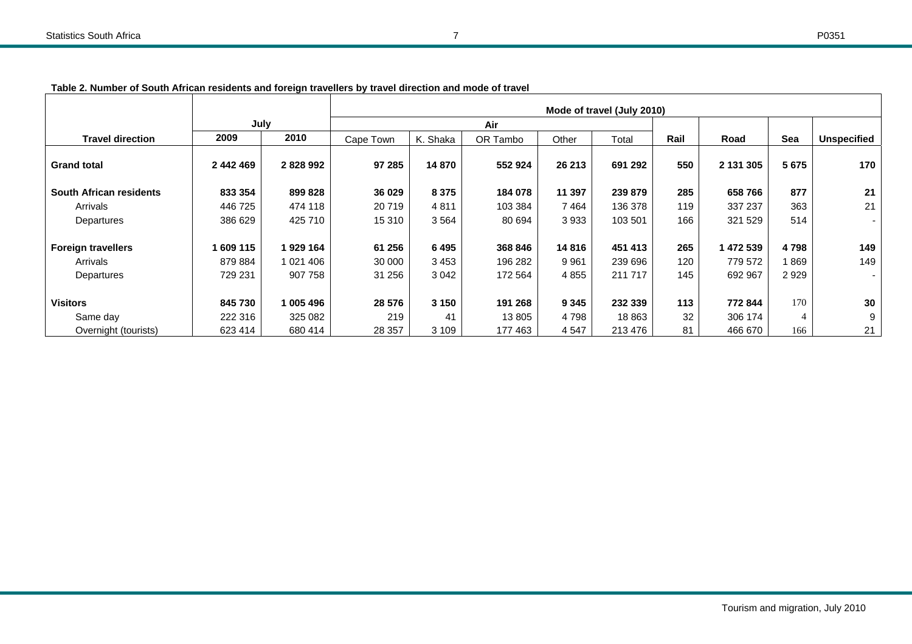**Table 2. Number of South African residents and foreign travellers by travel direction and mode of travel**

| Travel direction | July | | Mode of travel (July 2010) | | | | | | | | |
|---|---|---|---|---|---|---|---|---|---|---|---|
| | | | Air | | | | | | | | |
| | 2009 | 2010 | Cape Town | K. Shaka | OR Tambo | Other | Total | Rail | Road | Sea | Unspecified |
| **Grand total** | **2 442 469** | **2 828 992** | **97 285** | **14 870** | **552 924** | **26 213** | **691 292** | **550** | **2 131 305** | **5 675** | **170** |
| **South African residents** | **833 354** | **899 828** | **36 029** | **8 375** | **184 078** | **11 397** | **239 879** | **285** | **658 766** | **877** | **21** |
| Arrivals | 446 725 | 474 118 | 20 719 | 4 811 | 103 384 | 7 464 | 136 378 | 119 | 337 237 | 363 | 21 |
| Departures | 386 629 | 425 710 | 15 310 | 3 564 | 80 694 | 3 933 | 103 501 | 166 | 321 529 | 514 | - |
| **Foreign travellers** | **1 609 115** | **1 929 164** | **61 256** | **6 495** | **368 846** | **14 816** | **451 413** | **265** | **1 472 539** | **4 798** | **149** |
| Arrivals | 879 884 | 1 021 406 | 30 000 | 3 453 | 196 282 | 9 961 | 239 696 | 120 | 779 572 | 1 869 | 149 |
| Departures | 729 231 | 907 758 | 31 256 | 3 042 | 172 564 | 4 855 | 211 717 | 145 | 692 967 | 2 929 | - |
| **Visitors** | **845 730** | **1 005 496** | **28 576** | **3 150** | **191 268** | **9 345** | **232 339** | **113** | **772 844** | 170 | **30** |
| Same day | 222 316 | 325 082 | 219 | 41 | 13 805 | 4 798 | 18 863 | 32 | 306 174 | 4 | 9 |
| Overnight (tourists) | 623 414 | 680 414 | 28 357 | 3 109 | 177 463 | 4 547 | 213 476 | 81 | 466 670 | 166 | 21 |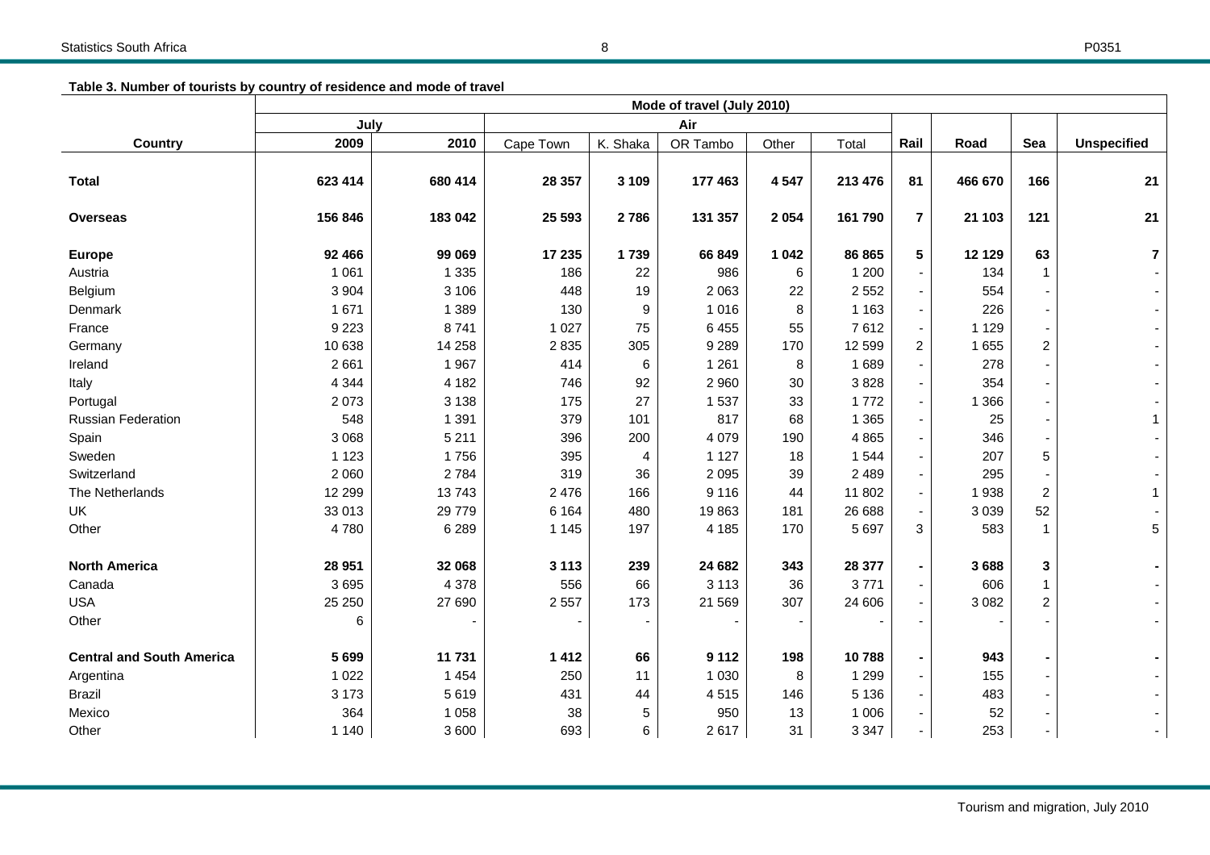**Table 3. Number of tourists by country of residence and mode of travel**

| | Mode of travel (July 2010) | | | | | | | | | | | |
|---|---|---|---|---|---|---|---|---|---|---|---|---|
| | July | | Air | | | | | | | | | |
| **Country** | **2009** | **2010** | Cape Town | K. Shaka | OR Tambo | Other | Total | **Rail** | **Road** | **Sea** | **Unspecified** |
| **Total** | **623 414** | **680 414** | **28 357** | **3 109** | **177 463** | **4 547** | **213 476** | **81** | **466 670** | **166** | **21** |
| **Overseas** | **156 846** | **183 042** | **25 593** | **2 786** | **131 357** | **2 054** | **161 790** | **7** | **21 103** | **121** | **21** |
| **Europe** | **92 466** | **99 069** | **17 235** | **1 739** | **66 849** | **1 042** | **86 865** | **5** | **12 129** | **63** | **7** |
| Austria | 1 061 | 1 335 | 186 | 22 | 986 | 6 | 1 200 | - | 134 | 1 | - |
| Belgium | 3 904 | 3 106 | 448 | 19 | 2 063 | 22 | 2 552 | - | 554 | - | - |
| Denmark | 1 671 | 1 389 | 130 | 9 | 1 016 | 8 | 1 163 | - | 226 | - | - |
| France | 9 223 | 8 741 | 1 027 | 75 | 6 455 | 55 | 7 612 | - | 1 129 | - | - |
| Germany | 10 638 | 14 258 | 2 835 | 305 | 9 289 | 170 | 12 599 | 2 | 1 655 | 2 | - |
| Ireland | 2 661 | 1 967 | 414 | 6 | 1 261 | 8 | 1 689 | - | 278 | - | - |
| Italy | 4 344 | 4 182 | 746 | 92 | 2 960 | 30 | 3 828 | - | 354 | - | - |
| Portugal | 2 073 | 3 138 | 175 | 27 | 1 537 | 33 | 1 772 | - | 1 366 | - | - |
| Russian Federation | 548 | 1 391 | 379 | 101 | 817 | 68 | 1 365 | - | 25 | - | 1 |
| Spain | 3 068 | 5 211 | 396 | 200 | 4 079 | 190 | 4 865 | - | 346 | - | - |
| Sweden | 1 123 | 1 756 | 395 | 4 | 1 127 | 18 | 1 544 | - | 207 | 5 | - |
| Switzerland | 2 060 | 2 784 | 319 | 36 | 2 095 | 39 | 2 489 | - | 295 | - | - |
| The Netherlands | 12 299 | 13 743 | 2 476 | 166 | 9 116 | 44 | 11 802 | - | 1 938 | 2 | 1 |
| UK | 33 013 | 29 779 | 6 164 | 480 | 19 863 | 181 | 26 688 | - | 3 039 | 52 | - |
| Other | 4 780 | 6 289 | 1 145 | 197 | 4 185 | 170 | 5 697 | 3 | 583 | 1 | 5 |
| **North America** | **28 951** | **32 068** | **3 113** | **239** | **24 682** | **343** | **28 377** | **-** | **3 688** | **3** | **-** |
| Canada | 3 695 | 4 378 | 556 | 66 | 3 113 | 36 | 3 771 | - | 606 | 1 | - |
| USA | 25 250 | 27 690 | 2 557 | 173 | 21 569 | 307 | 24 606 | - | 3 082 | 2 | - |
| Other | 6 | - | - | - | - | - | - | - | - | - | - |
| **Central and South America** | **5 699** | **11 731** | **1 412** | **66** | **9 112** | **198** | **10 788** | **-** | **943** | **-** | **-** |
| Argentina | 1 022 | 1 454 | 250 | 11 | 1 030 | 8 | 1 299 | - | 155 | - | - |
| Brazil | 3 173 | 5 619 | 431 | 44 | 4 515 | 146 | 5 136 | - | 483 | - | - |
| Mexico | 364 | 1 058 | 38 | 5 | 950 | 13 | 1 006 | - | 52 | - | - |
| Other | 1 140 | 3 600 | 693 | 6 | 2 617 | 31 | 3 347 | - | 253 | - | - |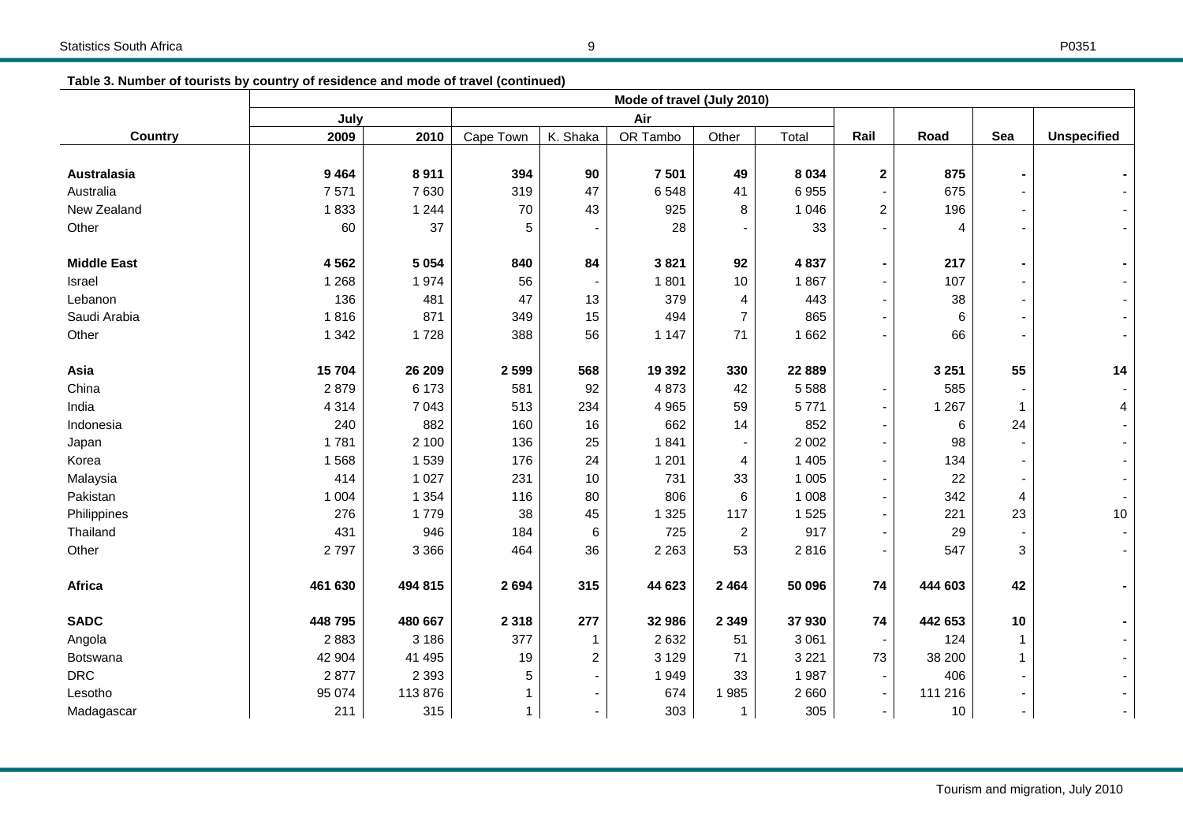**Table 3. Number of tourists by country of residence and mode of travel (continued)**

| Country | July | | Mode of travel (July 2010) | | | | | | | | |
|---|---|---|---|---|---|---|---|---|---|---|---|
| | | | Air | | | | | | | | |
| | 2009 | 2010 | Cape Town | K. Shaka | OR Tambo | Other | Total | Rail | Road | Sea | Unspecified |
| **Australasia** | **9 464** | **8 911** | **394** | **90** | **7 501** | **49** | **8 034** | **2** | **875** | **-** | **-** |
| Australia | 7 571 | 7 630 | 319 | 47 | 6 548 | 41 | 6 955 | - | 675 | - | - |
| New Zealand | 1 833 | 1 244 | 70 | 43 | 925 | 8 | 1 046 | 2 | 196 | - | - |
| Other | 60 | 37 | 5 | - | 28 | - | 33 | - | 4 | - | - |
| **Middle East** | **4 562** | **5 054** | **840** | **84** | **3 821** | **92** | **4 837** | **-** | **217** | **-** | **-** |
| Israel | 1 268 | 1 974 | 56 | - | 1 801 | 10 | 1 867 | - | 107 | - | - |
| Lebanon | 136 | 481 | 47 | 13 | 379 | 4 | 443 | - | 38 | - | - |
| Saudi Arabia | 1 816 | 871 | 349 | 15 | 494 | 7 | 865 | - | 6 | - | - |
| Other | 1 342 | 1 728 | 388 | 56 | 1 147 | 71 | 1 662 | - | 66 | - | - |
| **Asia** | **15 704** | **26 209** | **2 599** | **568** | **19 392** | **330** | **22 889** | | **3 251** | **55** | **14** |
| China | 2 879 | 6 173 | 581 | 92 | 4 873 | 42 | 5 588 | - | 585 | - | - |
| India | 4 314 | 7 043 | 513 | 234 | 4 965 | 59 | 5 771 | - | 1 267 | 1 | 4 |
| Indonesia | 240 | 882 | 160 | 16 | 662 | 14 | 852 | - | 6 | 24 | - |
| Japan | 1 781 | 2 100 | 136 | 25 | 1 841 | - | 2 002 | - | 98 | - | - |
| Korea | 1 568 | 1 539 | 176 | 24 | 1 201 | 4 | 1 405 | - | 134 | - | - |
| Malaysia | 414 | 1 027 | 231 | 10 | 731 | 33 | 1 005 | - | 22 | - | - |
| Pakistan | 1 004 | 1 354 | 116 | 80 | 806 | 6 | 1 008 | - | 342 | 4 | - |
| Philippines | 276 | 1 779 | 38 | 45 | 1 325 | 117 | 1 525 | - | 221 | 23 | 10 |
| Thailand | 431 | 946 | 184 | 6 | 725 | 2 | 917 | - | 29 | - | - |
| Other | 2 797 | 3 366 | 464 | 36 | 2 263 | 53 | 2 816 | - | 547 | 3 | - |
| **Africa** | **461 630** | **494 815** | **2 694** | **315** | **44 623** | **2 464** | **50 096** | **74** | **444 603** | **42** | **-** |
| **SADC** | **448 795** | **480 667** | **2 318** | **277** | **32 986** | **2 349** | **37 930** | **74** | **442 653** | **10** | **-** |
| Angola | 2 883 | 3 186 | 377 | 1 | 2 632 | 51 | 3 061 | - | 124 | 1 | - |
| Botswana | 42 904 | 41 495 | 19 | 2 | 3 129 | 71 | 3 221 | 73 | 38 200 | 1 | - |
| DRC | 2 877 | 2 393 | 5 | - | 1 949 | 33 | 1 987 | - | 406 | - | - |
| Lesotho | 95 074 | 113 876 | 1 | - | 674 | 1 985 | 2 660 | - | 111 216 | - | - |
| Madagascar | 211 | 315 | 1 | - | 303 | 1 | 305 | - | 10 | - | - |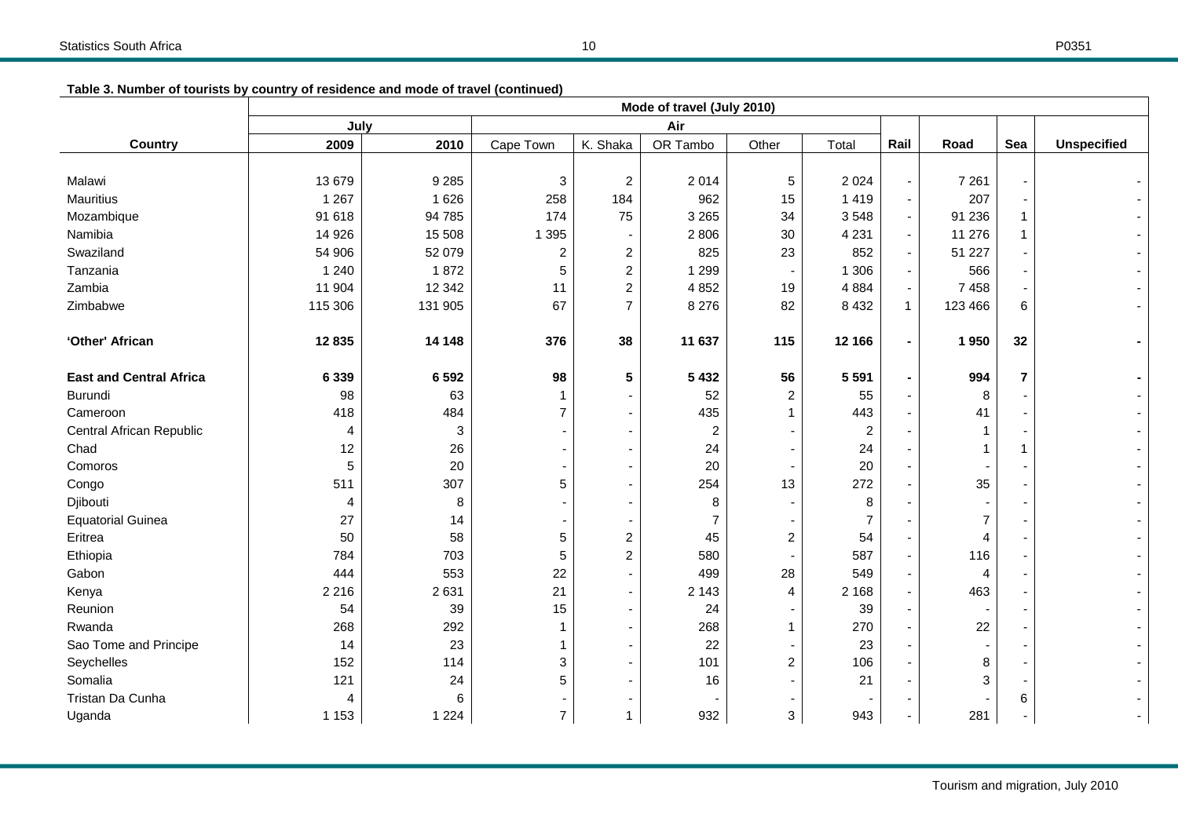**Table 3. Number of tourists by country of residence and mode of travel (continued)**

| | July | | Mode of travel (July 2010) | | | | | | | | |
|---|---|---|---|---|---|---|---|---|---|---|---|
| | | | Air | | | | | | | | |
| **Country** | **2009** | **2010** | Cape Town | K. Shaka | OR Tambo | Other | Total | **Rail** | **Road** | **Sea** | **Unspecified** |
| Malawi | 13 679 | 9 285 | 3 | 2 | 2 014 | 5 | 2 024 | - | 7 261 | - | - |
| Mauritius | 1 267 | 1 626 | 258 | 184 | 962 | 15 | 1 419 | - | 207 | - | - |
| Mozambique | 91 618 | 94 785 | 174 | 75 | 3 265 | 34 | 3 548 | - | 91 236 | 1 | - |
| Namibia | 14 926 | 15 508 | 1 395 | - | 2 806 | 30 | 4 231 | - | 11 276 | 1 | - |
| Swaziland | 54 906 | 52 079 | 2 | 2 | 825 | 23 | 852 | - | 51 227 | - | - |
| Tanzania | 1 240 | 1 872 | 5 | 2 | 1 299 | - | 1 306 | - | 566 | - | - |
| Zambia | 11 904 | 12 342 | 11 | 2 | 4 852 | 19 | 4 884 | - | 7 458 | - | - |
| Zimbabwe | 115 306 | 131 905 | 67 | 7 | 8 276 | 82 | 8 432 | 1 | 123 466 | 6 | - |
| **'Other' African** | **12 835** | **14 148** | **376** | **38** | **11 637** | **115** | **12 166** | **-** | **1 950** | **32** | **-** |
| **East and Central Africa** | **6 339** | **6 592** | **98** | **5** | **5 432** | **56** | **5 591** | **-** | **994** | **7** | **-** |
| Burundi | 98 | 63 | 1 | - | 52 | 2 | 55 | - | 8 | - | - |
| Cameroon | 418 | 484 | 7 | - | 435 | 1 | 443 | - | 41 | - | - |
| Central African Republic | 4 | 3 | - | - | 2 | - | 2 | - | 1 | - | - |
| Chad | 12 | 26 | - | - | 24 | - | 24 | - | 1 | 1 | - |
| Comoros | 5 | 20 | - | - | 20 | - | 20 | - | - | - | - |
| Congo | 511 | 307 | 5 | - | 254 | 13 | 272 | - | 35 | - | - |
| Djibouti | 4 | 8 | - | - | 8 | - | 8 | - | - | - | - |
| Equatorial Guinea | 27 | 14 | - | - | 7 | - | 7 | - | 7 | - | - |
| Eritrea | 50 | 58 | 5 | 2 | 45 | 2 | 54 | - | 4 | - | - |
| Ethiopia | 784 | 703 | 5 | 2 | 580 | - | 587 | - | 116 | - | - |
| Gabon | 444 | 553 | 22 | - | 499 | 28 | 549 | - | 4 | - | - |
| Kenya | 2 216 | 2 631 | 21 | - | 2 143 | 4 | 2 168 | - | 463 | - | - |
| Reunion | 54 | 39 | 15 | - | 24 | - | 39 | - | - | - | - |
| Rwanda | 268 | 292 | 1 | - | 268 | 1 | 270 | - | 22 | - | - |
| Sao Tome and Principe | 14 | 23 | 1 | - | 22 | - | 23 | - | - | - | - |
| Seychelles | 152 | 114 | 3 | - | 101 | 2 | 106 | - | 8 | - | - |
| Somalia | 121 | 24 | 5 | - | 16 | - | 21 | - | 3 | - | - |
| Tristan Da Cunha | 4 | 6 | - | - | - | - | - | - | - | 6 | - |
| Uganda | 1 153 | 1 224 | 7 | 1 | 932 | 3 | 943 | - | 281 | - | - |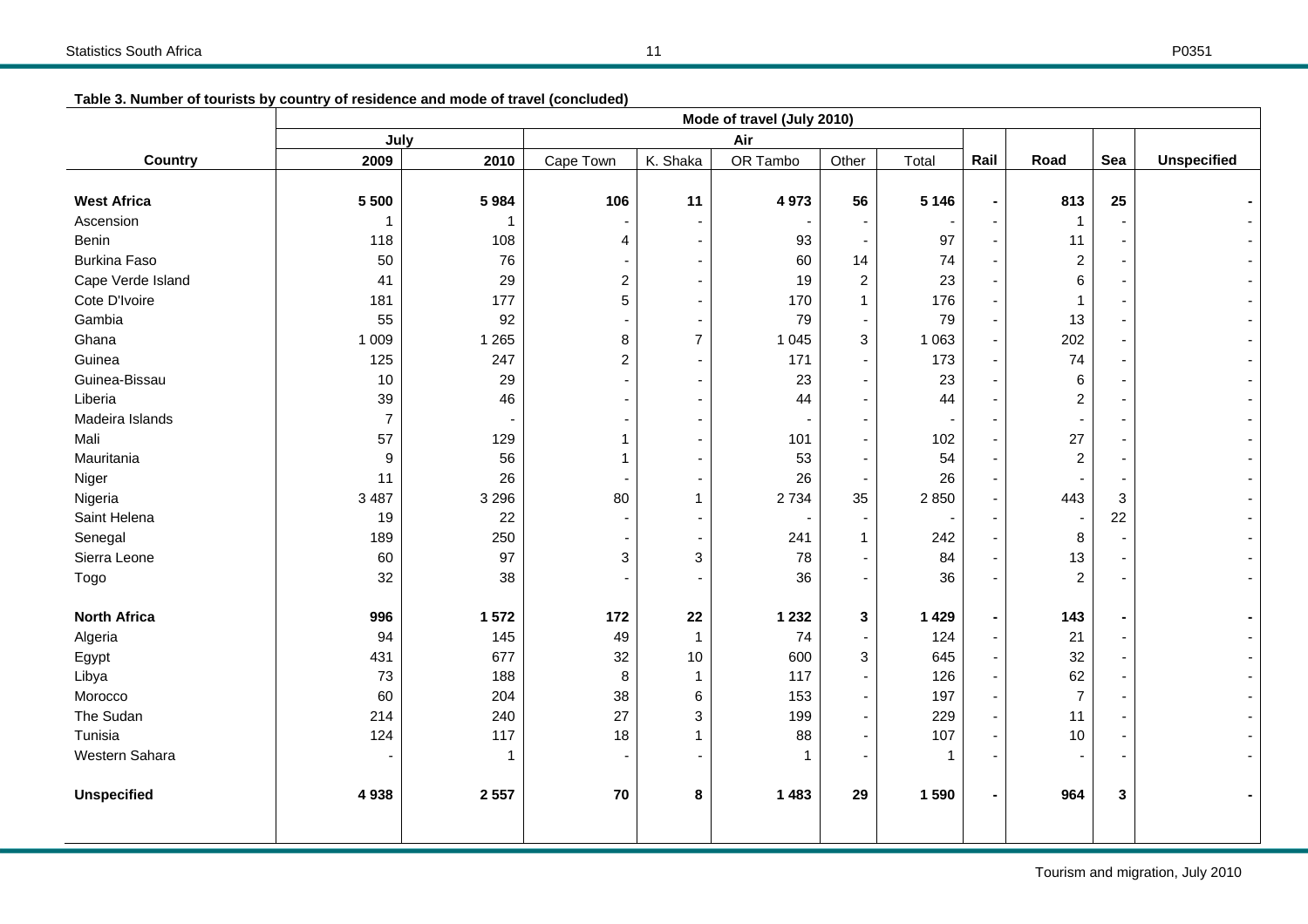**Table 3. Number of tourists by country of residence and mode of travel (concluded)**

| Country | July | | Mode of travel (July 2010) | | | | | | | | |
|---|---|---|---|---|---|---|---|---|---|---|---|
| | | | Air | | | | | | | | |
| | 2009 | 2010 | Cape Town | K. Shaka | OR Tambo | Other | Total | Rail | Road | Sea | Unspecified |
| **West Africa** | **5 500** | **5 984** | **106** | **11** | **4 973** | **56** | **5 146** | **-** | **813** | **25** | **-** |
| Ascension | 1 | 1 | - | - | - | - | - | - | 1 | - | - |
| Benin | 118 | 108 | 4 | - | 93 | - | 97 | - | 11 | - | - |
| Burkina Faso | 50 | 76 | - | - | 60 | 14 | 74 | - | 2 | - | - |
| Cape Verde Island | 41 | 29 | 2 | - | 19 | 2 | 23 | - | 6 | - | - |
| Cote D'Ivoire | 181 | 177 | 5 | - | 170 | 1 | 176 | - | 1 | - | - |
| Gambia | 55 | 92 | - | - | 79 | - | 79 | - | 13 | - | - |
| Ghana | 1 009 | 1 265 | 8 | 7 | 1 045 | 3 | 1 063 | - | 202 | - | - |
| Guinea | 125 | 247 | 2 | - | 171 | - | 173 | - | 74 | - | - |
| Guinea-Bissau | 10 | 29 | - | - | 23 | - | 23 | - | 6 | - | - |
| Liberia | 39 | 46 | - | - | 44 | - | 44 | - | 2 | - | - |
| Madeira Islands | 7 | - | - | - | - | - | - | - | - | - | - |
| Mali | 57 | 129 | 1 | - | 101 | - | 102 | - | 27 | - | - |
| Mauritania | 9 | 56 | 1 | - | 53 | - | 54 | - | 2 | - | - |
| Niger | 11 | 26 | - | - | 26 | - | 26 | - | - | - | - |
| Nigeria | 3 487 | 3 296 | 80 | 1 | 2 734 | 35 | 2 850 | - | 443 | 3 | - |
| Saint Helena | 19 | 22 | - | - | - | - | - | - | - | 22 | - |
| Senegal | 189 | 250 | - | - | 241 | 1 | 242 | - | 8 | - | - |
| Sierra Leone | 60 | 97 | 3 | 3 | 78 | - | 84 | - | 13 | - | - |
| Togo | 32 | 38 | - | - | 36 | - | 36 | - | 2 | - | - |
| **North Africa** | **996** | **1 572** | **172** | **22** | **1 232** | **3** | **1 429** | **-** | **143** | **-** | **-** |
| Algeria | 94 | 145 | 49 | 1 | 74 | - | 124 | - | 21 | - | - |
| Egypt | 431 | 677 | 32 | 10 | 600 | 3 | 645 | - | 32 | - | - |
| Libya | 73 | 188 | 8 | 1 | 117 | - | 126 | - | 62 | - | - |
| Morocco | 60 | 204 | 38 | 6 | 153 | - | 197 | - | 7 | - | - |
| The Sudan | 214 | 240 | 27 | 3 | 199 | - | 229 | - | 11 | - | - |
| Tunisia | 124 | 117 | 18 | 1 | 88 | - | 107 | - | 10 | - | - |
| Western Sahara | - | 1 | - | - | 1 | - | 1 | - | - | - | - |
| **Unspecified** | **4 938** | **2 557** | **70** | **8** | **1 483** | **29** | **1 590** | **-** | **964** | **3** | **-** |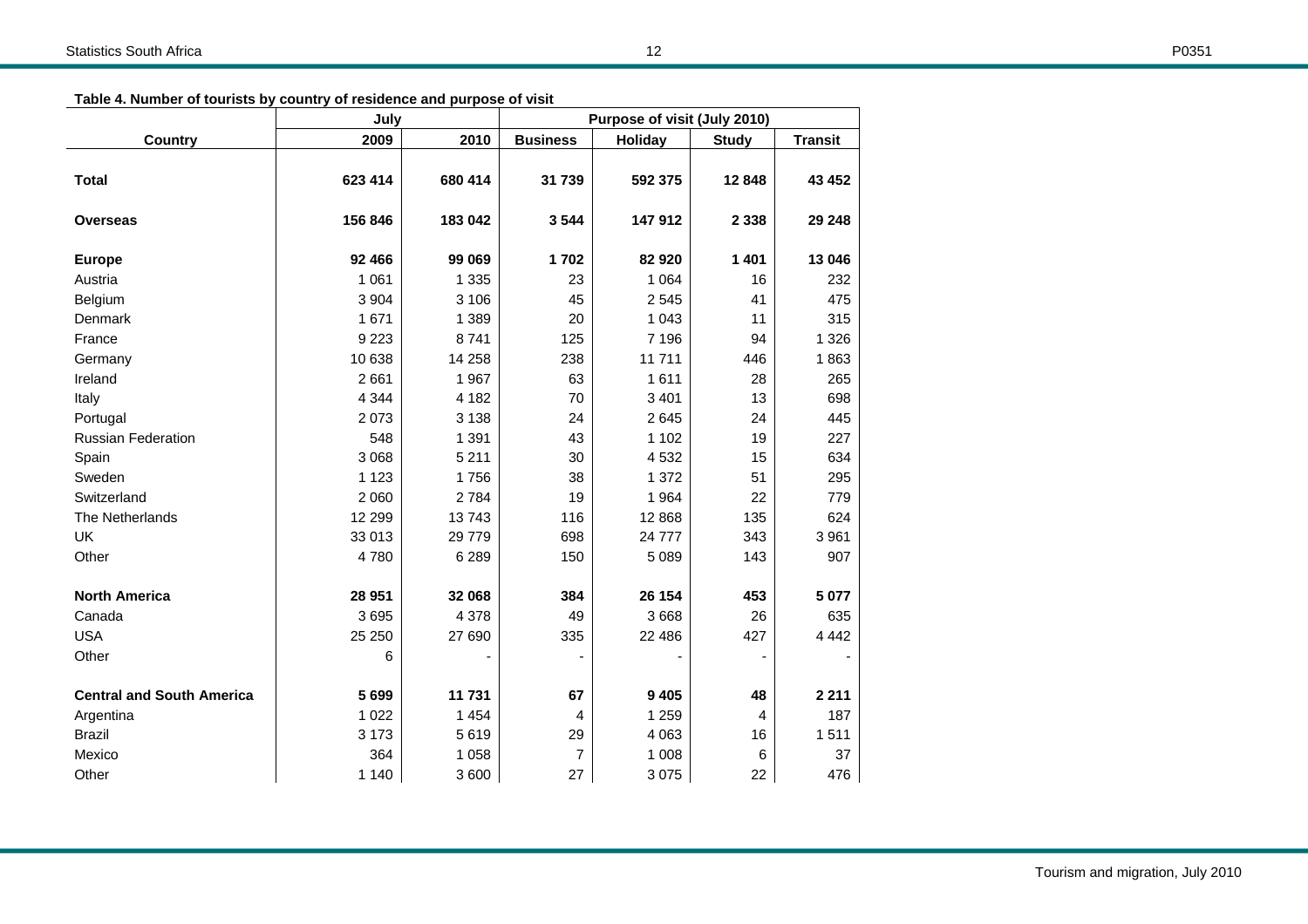**Table 4. Number of tourists by country of residence and purpose of visit**

| Country | July | | Purpose of visit (July 2010) | | | |
|---|---|---|---|---|---|---|
| | 2009 | 2010 | Business | Holiday | Study | Transit |
| **Total** | **623 414** | **680 414** | **31 739** | **592 375** | **12 848** | **43 452** |
| **Overseas** | **156 846** | **183 042** | **3 544** | **147 912** | **2 338** | **29 248** |
| **Europe** | **92 466** | **99 069** | **1 702** | **82 920** | **1 401** | **13 046** |
| Austria | 1 061 | 1 335 | 23 | 1 064 | 16 | 232 |
| Belgium | 3 904 | 3 106 | 45 | 2 545 | 41 | 475 |
| Denmark | 1 671 | 1 389 | 20 | 1 043 | 11 | 315 |
| France | 9 223 | 8 741 | 125 | 7 196 | 94 | 1 326 |
| Germany | 10 638 | 14 258 | 238 | 11 711 | 446 | 1 863 |
| Ireland | 2 661 | 1 967 | 63 | 1 611 | 28 | 265 |
| Italy | 4 344 | 4 182 | 70 | 3 401 | 13 | 698 |
| Portugal | 2 073 | 3 138 | 24 | 2 645 | 24 | 445 |
| Russian Federation | 548 | 1 391 | 43 | 1 102 | 19 | 227 |
| Spain | 3 068 | 5 211 | 30 | 4 532 | 15 | 634 |
| Sweden | 1 123 | 1 756 | 38 | 1 372 | 51 | 295 |
| Switzerland | 2 060 | 2 784 | 19 | 1 964 | 22 | 779 |
| The Netherlands | 12 299 | 13 743 | 116 | 12 868 | 135 | 624 |
| UK | 33 013 | 29 779 | 698 | 24 777 | 343 | 3 961 |
| Other | 4 780 | 6 289 | 150 | 5 089 | 143 | 907 |
| **North America** | **28 951** | **32 068** | **384** | **26 154** | **453** | **5 077** |
| Canada | 3 695 | 4 378 | 49 | 3 668 | 26 | 635 |
| USA | 25 250 | 27 690 | 335 | 22 486 | 427 | 4 442 |
| Other | 6 | - | - | - | - | - |
| **Central and South America** | **5 699** | **11 731** | **67** | **9 405** | **48** | **2 211** |
| Argentina | 1 022 | 1 454 | 4 | 1 259 | 4 | 187 |
| Brazil | 3 173 | 5 619 | 29 | 4 063 | 16 | 1 511 |
| Mexico | 364 | 1 058 | 7 | 1 008 | 6 | 37 |
| Other | 1 140 | 3 600 | 27 | 3 075 | 22 | 476 |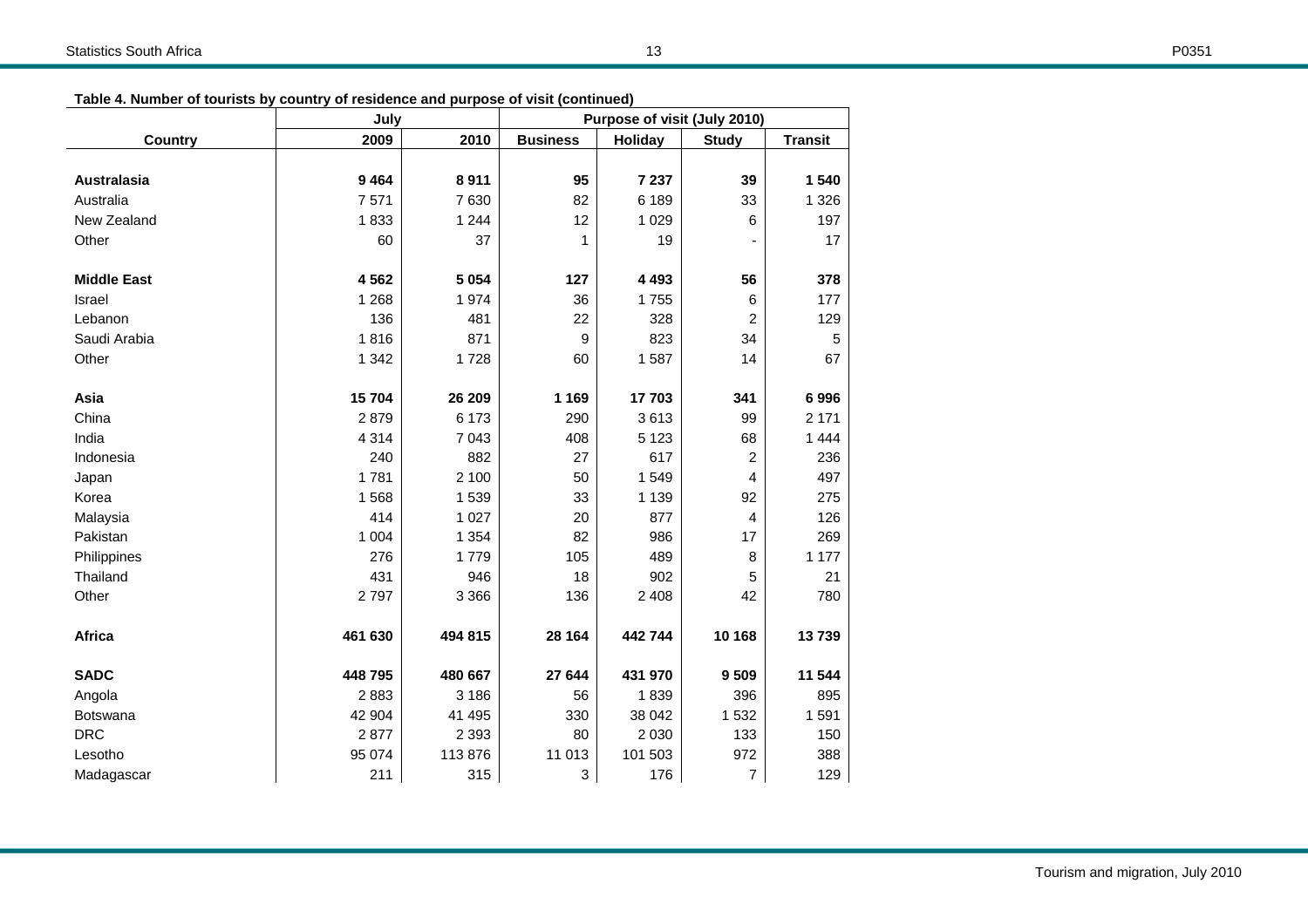**Table 4. Number of tourists by country of residence and purpose of visit (continued)**

| Country | July | | Purpose of visit (July 2010) | | | |
|---|---|---|---|---|---|---|
| | 2009 | 2010 | Business | Holiday | Study | Transit |
| **Australasia** | **9 464** | **8 911** | **95** | **7 237** | **39** | **1 540** |
| Australia | 7 571 | 7 630 | 82 | 6 189 | 33 | 1 326 |
| New Zealand | 1 833 | 1 244 | 12 | 1 029 | 6 | 197 |
| Other | 60 | 37 | 1 | 19 | - | 17 |
| **Middle East** | **4 562** | **5 054** | **127** | **4 493** | **56** | **378** |
| Israel | 1 268 | 1 974 | 36 | 1 755 | 6 | 177 |
| Lebanon | 136 | 481 | 22 | 328 | 2 | 129 |
| Saudi Arabia | 1 816 | 871 | 9 | 823 | 34 | 5 |
| Other | 1 342 | 1 728 | 60 | 1 587 | 14 | 67 |
| **Asia** | **15 704** | **26 209** | **1 169** | **17 703** | **341** | **6 996** |
| China | 2 879 | 6 173 | 290 | 3 613 | 99 | 2 171 |
| India | 4 314 | 7 043 | 408 | 5 123 | 68 | 1 444 |
| Indonesia | 240 | 882 | 27 | 617 | 2 | 236 |
| Japan | 1 781 | 2 100 | 50 | 1 549 | 4 | 497 |
| Korea | 1 568 | 1 539 | 33 | 1 139 | 92 | 275 |
| Malaysia | 414 | 1 027 | 20 | 877 | 4 | 126 |
| Pakistan | 1 004 | 1 354 | 82 | 986 | 17 | 269 |
| Philippines | 276 | 1 779 | 105 | 489 | 8 | 1 177 |
| Thailand | 431 | 946 | 18 | 902 | 5 | 21 |
| Other | 2 797 | 3 366 | 136 | 2 408 | 42 | 780 |
| **Africa** | **461 630** | **494 815** | **28 164** | **442 744** | **10 168** | **13 739** |
| **SADC** | **448 795** | **480 667** | **27 644** | **431 970** | **9 509** | **11 544** |
| Angola | 2 883 | 3 186 | 56 | 1 839 | 396 | 895 |
| Botswana | 42 904 | 41 495 | 330 | 38 042 | 1 532 | 1 591 |
| DRC | 2 877 | 2 393 | 80 | 2 030 | 133 | 150 |
| Lesotho | 95 074 | 113 876 | 11 013 | 101 503 | 972 | 388 |
| Madagascar | 211 | 315 | 3 | 176 | 7 | 129 |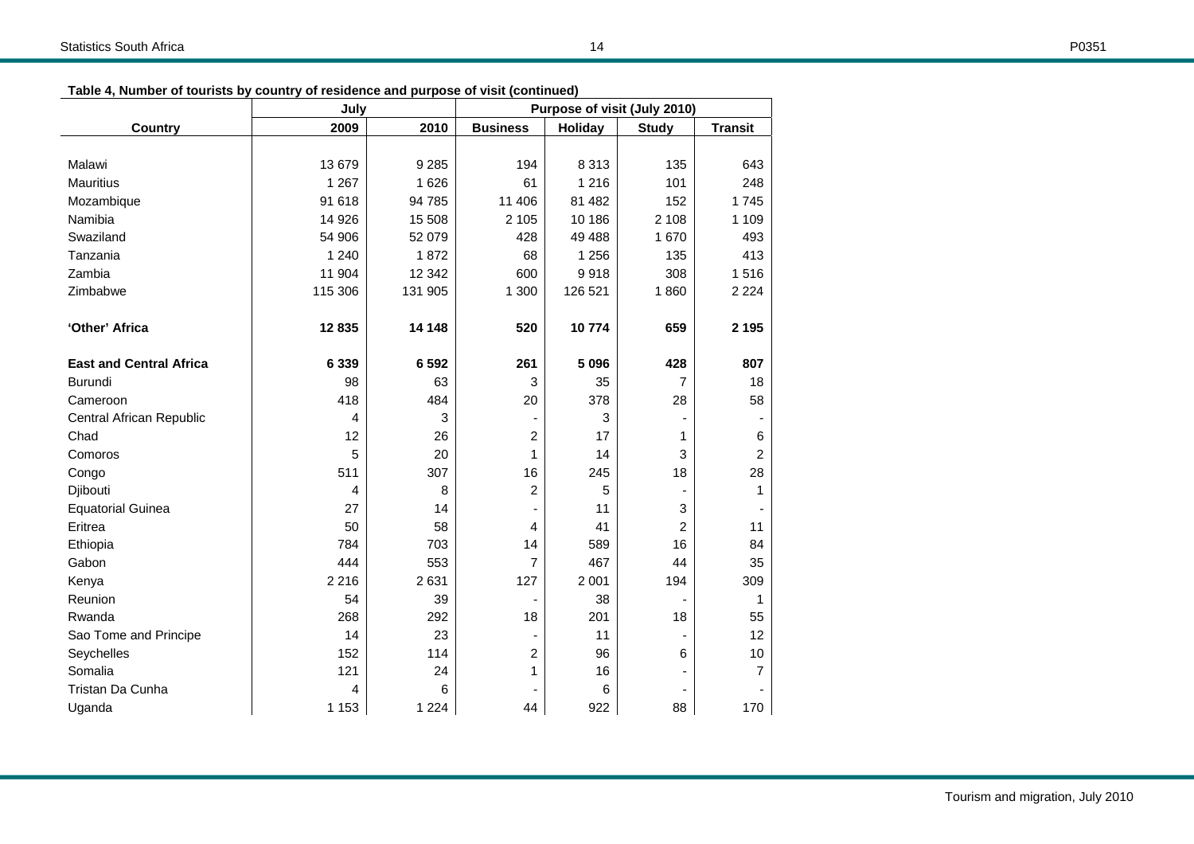**Table 4, Number of tourists by country of residence and purpose of visit (continued)**

| | July | | Purpose of visit (July 2010) | | | |
|---|---|---|---|---|---|---|
| **Country** | **2009** | **2010** | **Business** | **Holiday** | **Study** | **Transit** |
| Malawi | 13 679 | 9 285 | 194 | 8 313 | 135 | 643 |
| Mauritius | 1 267 | 1 626 | 61 | 1 216 | 101 | 248 |
| Mozambique | 91 618 | 94 785 | 11 406 | 81 482 | 152 | 1 745 |
| Namibia | 14 926 | 15 508 | 2 105 | 10 186 | 2 108 | 1 109 |
| Swaziland | 54 906 | 52 079 | 428 | 49 488 | 1 670 | 493 |
| Tanzania | 1 240 | 1 872 | 68 | 1 256 | 135 | 413 |
| Zambia | 11 904 | 12 342 | 600 | 9 918 | 308 | 1 516 |
| Zimbabwe | 115 306 | 131 905 | 1 300 | 126 521 | 1 860 | 2 224 |
| **'Other' Africa** | **12 835** | **14 148** | **520** | **10 774** | **659** | **2 195** |
| **East and Central Africa** | **6 339** | **6 592** | **261** | **5 096** | **428** | **807** |
| Burundi | 98 | 63 | 3 | 35 | 7 | 18 |
| Cameroon | 418 | 484 | 20 | 378 | 28 | 58 |
| Central African Republic | 4 | 3 | - | 3 | - | - |
| Chad | 12 | 26 | 2 | 17 | 1 | 6 |
| Comoros | 5 | 20 | 1 | 14 | 3 | 2 |
| Congo | 511 | 307 | 16 | 245 | 18 | 28 |
| Djibouti | 4 | 8 | 2 | 5 | - | 1 |
| Equatorial Guinea | 27 | 14 | - | 11 | 3 | - |
| Eritrea | 50 | 58 | 4 | 41 | 2 | 11 |
| Ethiopia | 784 | 703 | 14 | 589 | 16 | 84 |
| Gabon | 444 | 553 | 7 | 467 | 44 | 35 |
| Kenya | 2 216 | 2 631 | 127 | 2 001 | 194 | 309 |
| Reunion | 54 | 39 | - | 38 | - | 1 |
| Rwanda | 268 | 292 | 18 | 201 | 18 | 55 |
| Sao Tome and Principe | 14 | 23 | - | 11 | - | 12 |
| Seychelles | 152 | 114 | 2 | 96 | 6 | 10 |
| Somalia | 121 | 24 | 1 | 16 | - | 7 |
| Tristan Da Cunha | 4 | 6 | - | 6 | - | - |
| Uganda | 1 153 | 1 224 | 44 | 922 | 88 | 170 |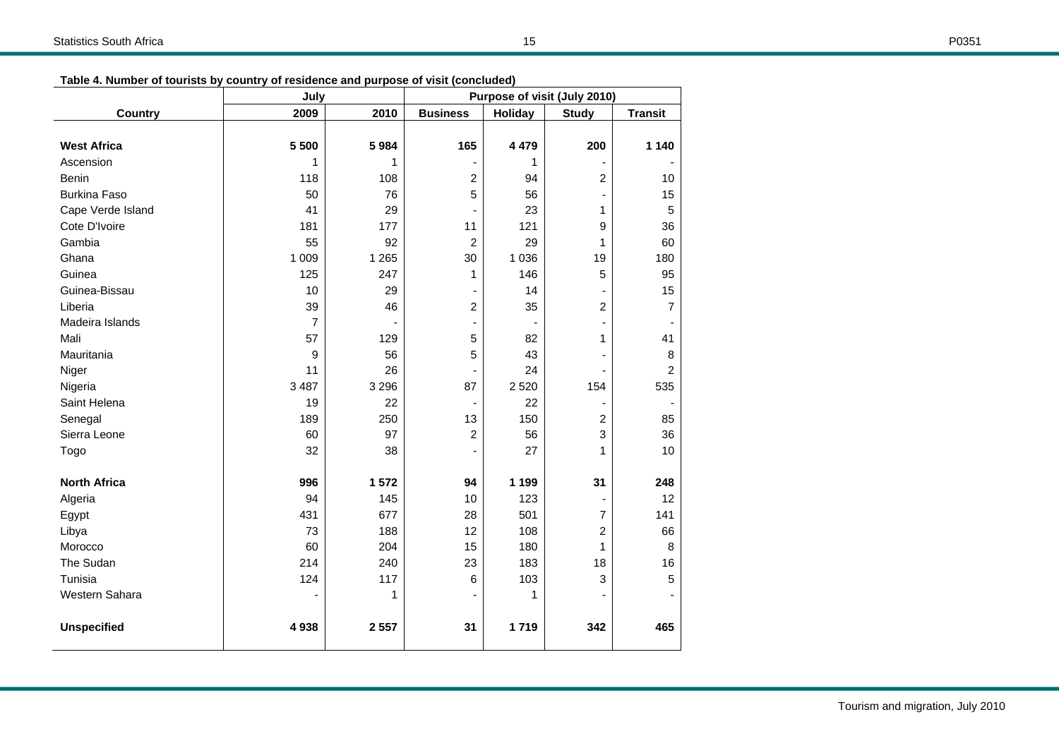**Table 4. Number of tourists by country of residence and purpose of visit (concluded)**

| Country | July | | Purpose of visit (July 2010) | | | |
|---|---|---|---|---|---|---|
| | 2009 | 2010 | Business | Holiday | Study | Transit |
| **West Africa** | **5 500** | **5 984** | **165** | **4 479** | **200** | **1 140** |
| Ascension | 1 | 1 | - | 1 | - | - |
| Benin | 118 | 108 | 2 | 94 | 2 | 10 |
| Burkina Faso | 50 | 76 | 5 | 56 | - | 15 |
| Cape Verde Island | 41 | 29 | - | 23 | 1 | 5 |
| Cote D'Ivoire | 181 | 177 | 11 | 121 | 9 | 36 |
| Gambia | 55 | 92 | 2 | 29 | 1 | 60 |
| Ghana | 1 009 | 1 265 | 30 | 1 036 | 19 | 180 |
| Guinea | 125 | 247 | 1 | 146 | 5 | 95 |
| Guinea-Bissau | 10 | 29 | - | 14 | - | 15 |
| Liberia | 39 | 46 | 2 | 35 | 2 | 7 |
| Madeira Islands | 7 | - | - | - | - | - |
| Mali | 57 | 129 | 5 | 82 | 1 | 41 |
| Mauritania | 9 | 56 | 5 | 43 | - | 8 |
| Niger | 11 | 26 | - | 24 | - | 2 |
| Nigeria | 3 487 | 3 296 | 87 | 2 520 | 154 | 535 |
| Saint Helena | 19 | 22 | - | 22 | - | - |
| Senegal | 189 | 250 | 13 | 150 | 2 | 85 |
| Sierra Leone | 60 | 97 | 2 | 56 | 3 | 36 |
| Togo | 32 | 38 | - | 27 | 1 | 10 |
| **North Africa** | **996** | **1 572** | **94** | **1 199** | **31** | **248** |
| Algeria | 94 | 145 | 10 | 123 | - | 12 |
| Egypt | 431 | 677 | 28 | 501 | 7 | 141 |
| Libya | 73 | 188 | 12 | 108 | 2 | 66 |
| Morocco | 60 | 204 | 15 | 180 | 1 | 8 |
| The Sudan | 214 | 240 | 23 | 183 | 18 | 16 |
| Tunisia | 124 | 117 | 6 | 103 | 3 | 5 |
| Western Sahara | - | 1 | - | 1 | - | - |
| **Unspecified** | **4 938** | **2 557** | **31** | **1 719** | **342** | **465** |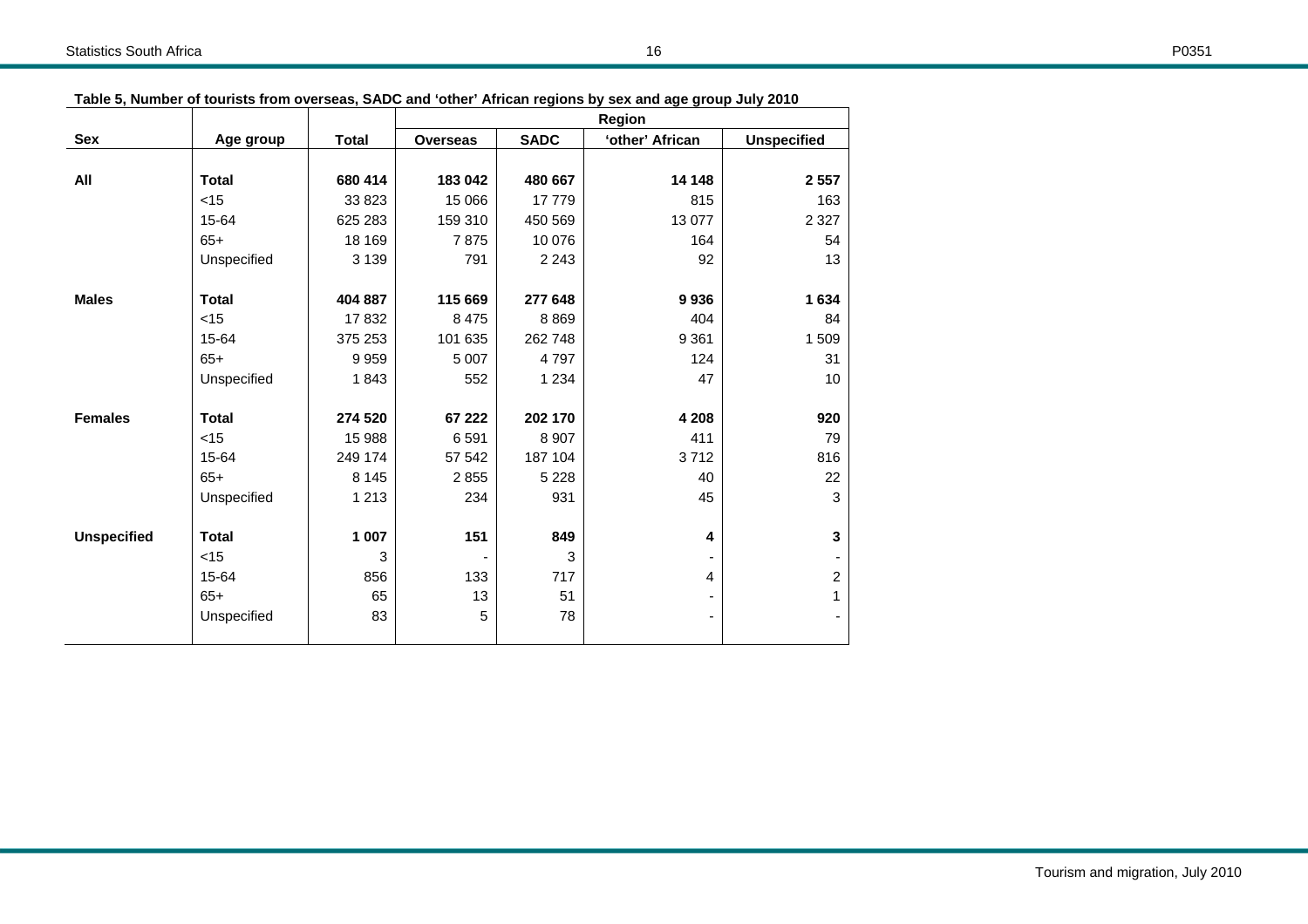**Table 5, Number of tourists from overseas, SADC and 'other' African regions by sex and age group July 2010**

| Sex | Age group | Total | Region | | | |
|---|---|---|---|---|---|---|
| | | | **Overseas** | **SADC** | **'other' African** | **Unspecified** |
| **All** | **Total** | **680 414** | **183 042** | **480 667** | **14 148** | **2 557** |
| | <15 | 33 823 | 15 066 | 17 779 | 815 | 163 |
| | 15-64 | 625 283 | 159 310 | 450 569 | 13 077 | 2 327 |
| | 65+ | 18 169 | 7 875 | 10 076 | 164 | 54 |
| | Unspecified | 3 139 | 791 | 2 243 | 92 | 13 |
| **Males** | **Total** | **404 887** | **115 669** | **277 648** | **9 936** | **1 634** |
| | <15 | 17 832 | 8 475 | 8 869 | 404 | 84 |
| | 15-64 | 375 253 | 101 635 | 262 748 | 9 361 | 1 509 |
| | 65+ | 9 959 | 5 007 | 4 797 | 124 | 31 |
| | Unspecified | 1 843 | 552 | 1 234 | 47 | 10 |
| **Females** | **Total** | **274 520** | **67 222** | **202 170** | **4 208** | **920** |
| | <15 | 15 988 | 6 591 | 8 907 | 411 | 79 |
| | 15-64 | 249 174 | 57 542 | 187 104 | 3 712 | 816 |
| | 65+ | 8 145 | 2 855 | 5 228 | 40 | 22 |
| | Unspecified | 1 213 | 234 | 931 | 45 | 3 |
| **Unspecified** | **Total** | **1 007** | **151** | **849** | **4** | **3** |
| | <15 | 3 | - | 3 | - | - |
| | 15-64 | 856 | 133 | 717 | 4 | 2 |
| | 65+ | 65 | 13 | 51 | - | 1 |
| | Unspecified | 83 | 5 | 78 | - | - |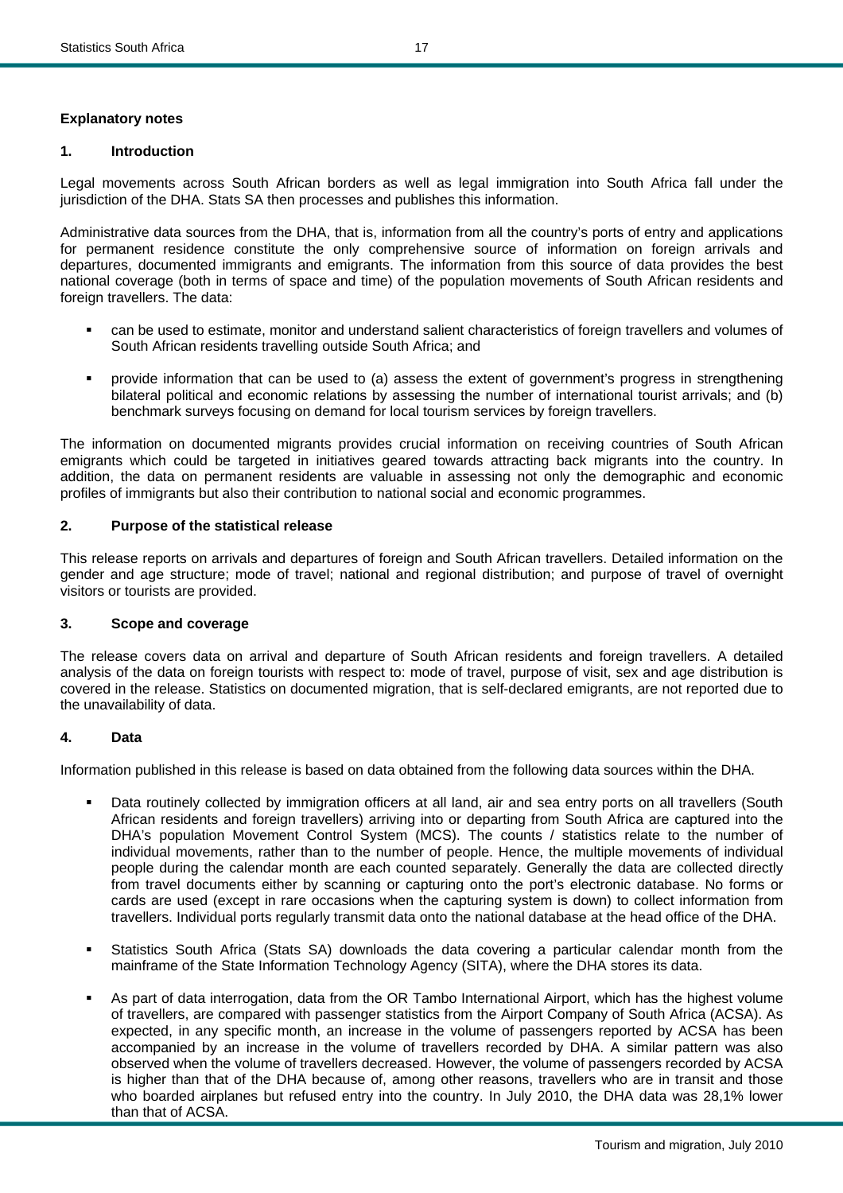## Explanatory notes

### 1. Introduction

Legal movements across South African borders as well as legal immigration into South Africa fall under the jurisdiction of the DHA. Stats SA then processes and publishes this information.

Administrative data sources from the DHA, that is, information from all the country's ports of entry and applications for permanent residence constitute the only comprehensive source of information on foreign arrivals and departures, documented immigrants and emigrants. The information from this source of data provides the best national coverage (both in terms of space and time) of the population movements of South African residents and foreign travellers. The data:

- can be used to estimate, monitor and understand salient characteristics of foreign travellers and volumes of South African residents travelling outside South Africa; and
- provide information that can be used to (a) assess the extent of government's progress in strengthening bilateral political and economic relations by assessing the number of international tourist arrivals; and (b) benchmark surveys focusing on demand for local tourism services by foreign travellers.

The information on documented migrants provides crucial information on receiving countries of South African emigrants which could be targeted in initiatives geared towards attracting back migrants into the country. In addition, the data on permanent residents are valuable in assessing not only the demographic and economic profiles of immigrants but also their contribution to national social and economic programmes.

### 2. Purpose of the statistical release

This release reports on arrivals and departures of foreign and South African travellers. Detailed information on the gender and age structure; mode of travel; national and regional distribution; and purpose of travel of overnight visitors or tourists are provided.

### 3. Scope and coverage

The release covers data on arrival and departure of South African residents and foreign travellers. A detailed analysis of the data on foreign tourists with respect to: mode of travel, purpose of visit, sex and age distribution is covered in the release. Statistics on documented migration, that is self-declared emigrants, are not reported due to the unavailability of data.

### 4. Data

Information published in this release is based on data obtained from the following data sources within the DHA.

- Data routinely collected by immigration officers at all land, air and sea entry ports on all travellers (South African residents and foreign travellers) arriving into or departing from South Africa are captured into the DHA's population Movement Control System (MCS). The counts / statistics relate to the number of individual movements, rather than to the number of people. Hence, the multiple movements of individual people during the calendar month are each counted separately. Generally the data are collected directly from travel documents either by scanning or capturing onto the port's electronic database. No forms or cards are used (except in rare occasions when the capturing system is down) to collect information from travellers. Individual ports regularly transmit data onto the national database at the head office of the DHA.
- Statistics South Africa (Stats SA) downloads the data covering a particular calendar month from the mainframe of the State Information Technology Agency (SITA), where the DHA stores its data.
- As part of data interrogation, data from the OR Tambo International Airport, which has the highest volume of travellers, are compared with passenger statistics from the Airport Company of South Africa (ACSA). As expected, in any specific month, an increase in the volume of passengers reported by ACSA has been accompanied by an increase in the volume of travellers recorded by DHA. A similar pattern was also observed when the volume of travellers decreased. However, the volume of passengers recorded by ACSA is higher than that of the DHA because of, among other reasons, travellers who are in transit and those who boarded airplanes but refused entry into the country. In July 2010, the DHA data was 28,1% lower than that of ACSA.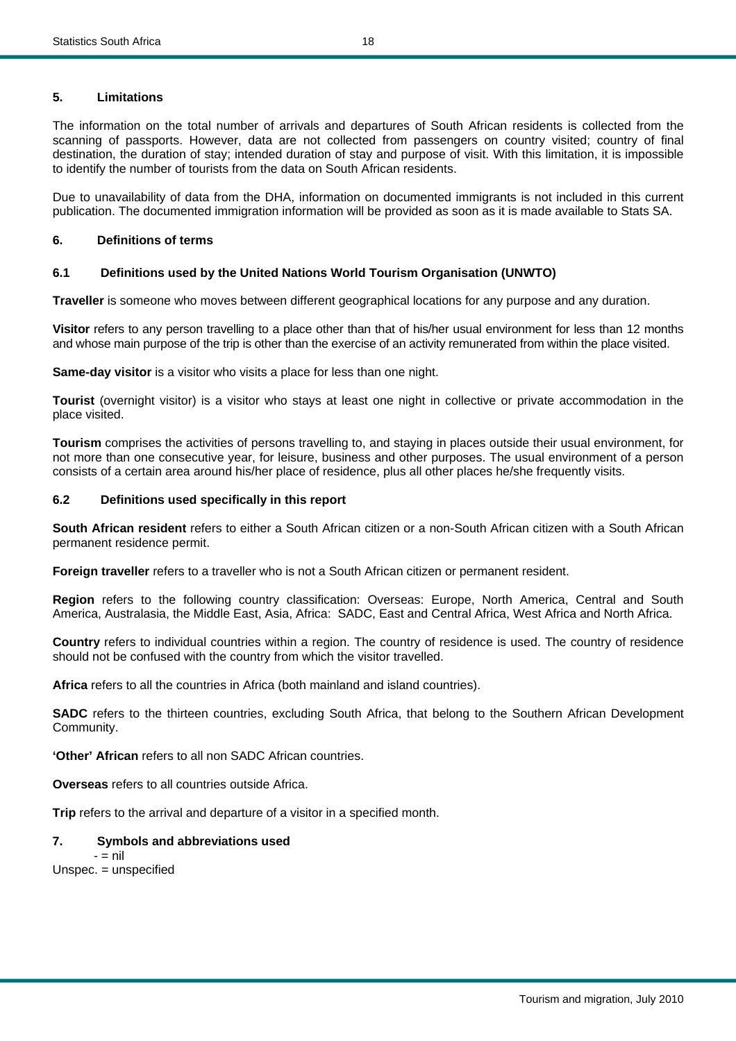## 5. Limitations

The information on the total number of arrivals and departures of South African residents is collected from the scanning of passports. However, data are not collected from passengers on country visited; country of final destination, the duration of stay; intended duration of stay and purpose of visit. With this limitation, it is impossible to identify the number of tourists from the data on South African residents.

Due to unavailability of data from the DHA, information on documented immigrants is not included in this current publication. The documented immigration information will be provided as soon as it is made available to Stats SA.

## 6. Definitions of terms

### 6.1 Definitions used by the United Nations World Tourism Organisation (UNWTO)

**Traveller** is someone who moves between different geographical locations for any purpose and any duration.

**Visitor** refers to any person travelling to a place other than that of his/her usual environment for less than 12 months and whose main purpose of the trip is other than the exercise of an activity remunerated from within the place visited.

**Same-day visitor** is a visitor who visits a place for less than one night.

**Tourist** (overnight visitor) is a visitor who stays at least one night in collective or private accommodation in the place visited.

**Tourism** comprises the activities of persons travelling to, and staying in places outside their usual environment, for not more than one consecutive year, for leisure, business and other purposes. The usual environment of a person consists of a certain area around his/her place of residence, plus all other places he/she frequently visits.

### 6.2 Definitions used specifically in this report

**South African resident** refers to either a South African citizen or a non-South African citizen with a South African permanent residence permit.

**Foreign traveller** refers to a traveller who is not a South African citizen or permanent resident.

**Region** refers to the following country classification: Overseas: Europe, North America, Central and South America, Australasia, the Middle East, Asia, Africa: SADC, East and Central Africa, West Africa and North Africa.

**Country** refers to individual countries within a region. The country of residence is used. The country of residence should not be confused with the country from which the visitor travelled.

**Africa** refers to all the countries in Africa (both mainland and island countries).

**SADC** refers to the thirteen countries, excluding South Africa, that belong to the Southern African Development Community.

**'Other' African** refers to all non SADC African countries.

**Overseas** refers to all countries outside Africa.

**Trip** refers to the arrival and departure of a visitor in a specified month.

## 7. Symbols and abbreviations used

- = nil
Unspec. = unspecified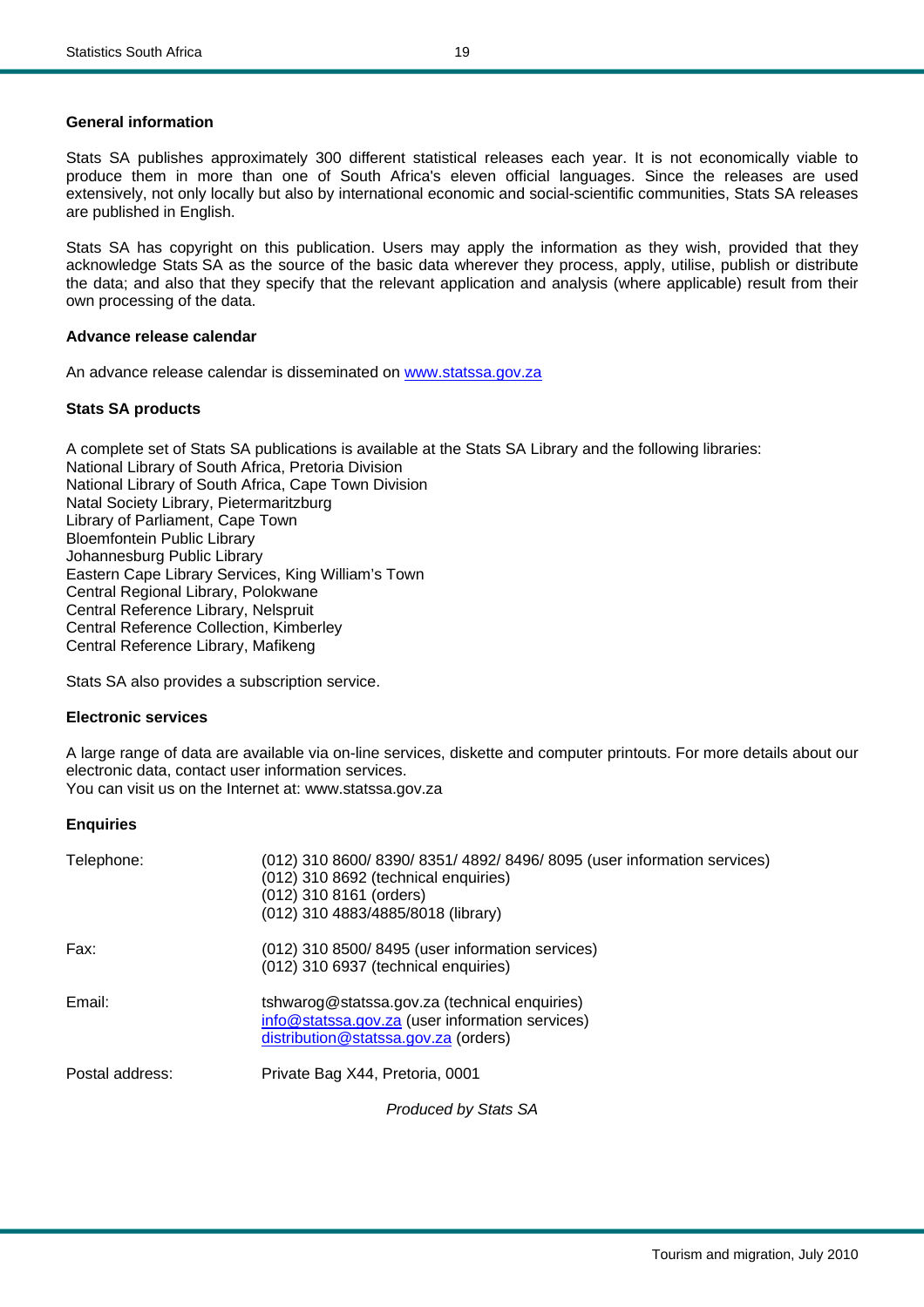## General information

Stats SA publishes approximately 300 different statistical releases each year. It is not economically viable to produce them in more than one of South Africa's eleven official languages. Since the releases are used extensively, not only locally but also by international economic and social-scientific communities, Stats SA releases are published in English.

Stats SA has copyright on this publication. Users may apply the information as they wish, provided that they acknowledge Stats SA as the source of the basic data wherever they process, apply, utilise, publish or distribute the data; and also that they specify that the relevant application and analysis (where applicable) result from their own processing of the data.

## Advance release calendar

An advance release calendar is disseminated on www.statssa.gov.za

## Stats SA products

A complete set of Stats SA publications is available at the Stats SA Library and the following libraries:
National Library of South Africa, Pretoria Division
National Library of South Africa, Cape Town Division
Natal Society Library, Pietermaritzburg
Library of Parliament, Cape Town
Bloemfontein Public Library
Johannesburg Public Library
Eastern Cape Library Services, King William's Town
Central Regional Library, Polokwane
Central Reference Library, Nelspruit
Central Reference Collection, Kimberley
Central Reference Library, Mafikeng

Stats SA also provides a subscription service.

## Electronic services

A large range of data are available via on-line services, diskette and computer printouts. For more details about our electronic data, contact user information services.
You can visit us on the Internet at: www.statssa.gov.za

## Enquiries

| | |
|---|---|
| Telephone: | (012) 310 8600/ 8390/ 8351/ 4892/ 8496/ 8095 (user information services)<br>(012) 310 8692 (technical enquiries)<br>(012) 310 8161 (orders)<br>(012) 310 4883/4885/8018 (library) |
| Fax: | (012) 310 8500/ 8495 (user information services)<br>(012) 310 6937 (technical enquiries) |
| Email: | tshwarog@statssa.gov.za (technical enquiries)<br>info@statssa.gov.za (user information services)<br>distribution@statssa.gov.za (orders) |
| Postal address: | Private Bag X44, Pretoria, 0001 |

*Produced by Stats SA*